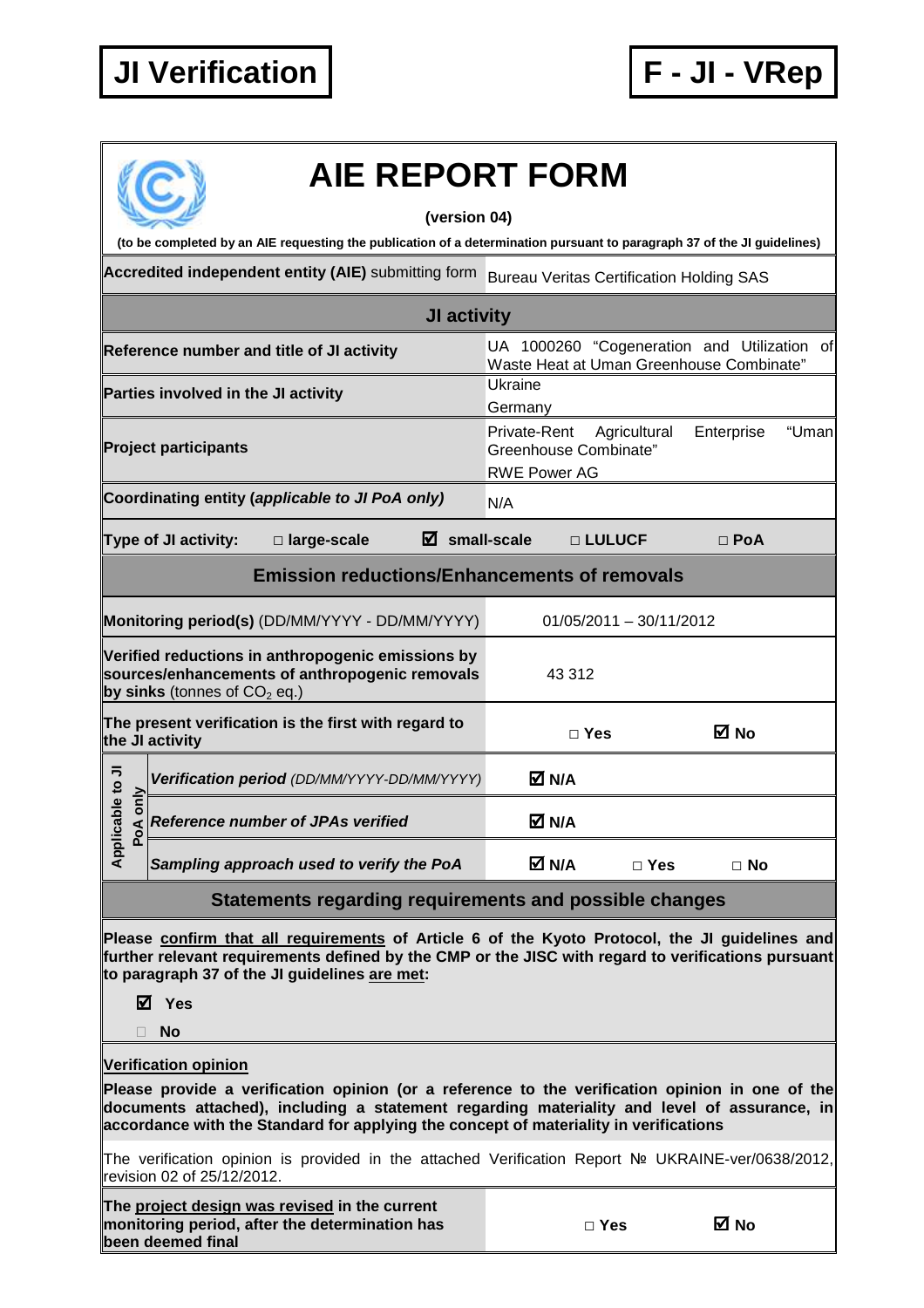**JI Verification** | **F - JI - VRep**

# AIE REPORT FORM

**(version 04)**

**(to be completed by an AIE requesting the publication of a determination pursuant to paragraph 37 of the JI guidelines)**

| | |
|---|---|
| **Accredited independent entity (AIE)** submitting form | Bureau Veritas Certification Holding SAS |
| **JI activity** | |
| **Reference number and title of JI activity** | UA 1000260 "Cogeneration and Utilization of Waste Heat at Uman Greenhouse Combinate" |
| **Parties involved in the JI activity** | Ukraine<br>Germany |
| **Project participants** | Private-Rent Agricultural Enterprise "Uman Greenhouse Combinate"<br>RWE Power AG |
| **Coordinating entity (*applicable to JI PoA only*)** | N/A |
| **Type of JI activity:** □ **large-scale** ☑ **small-scale** □ **LULUCF** □ **PoA** | |
| **Emission reductions/Enhancements of removals** | |
| **Monitoring period(s)** (DD/MM/YYYY - DD/MM/YYYY) | 01/05/2011 – 30/11/2012 |
| **Verified reductions in anthropogenic emissions by sources/enhancements of anthropogenic removals by sinks** (tonnes of $CO_2$ eq.) | 43 312 |
| **The present verification is the first with regard to the JI activity** | □ **Yes** ☑ **No** |
| *Applicable to JI PoA only:* ***Verification period** (DD/MM/YYYY-DD/MM/YYYY)* | ☑ **N/A** |
| *Applicable to JI PoA only:* ***Reference number of JPAs verified*** | ☑ **N/A** |
| *Applicable to JI PoA only:* ***Sampling approach used to verify the PoA*** | ☑ **N/A** □ **Yes** □ **No** |

## Statements regarding requirements and possible changes

**Please confirm that all requirements of Article 6 of the Kyoto Protocol, the JI guidelines and further relevant requirements defined by the CMP or the JISC with regard to verifications pursuant to paragraph 37 of the JI guidelines are met:**

☑ **Yes**

□ **No**

**Verification opinion**

**Please provide a verification opinion (or a reference to the verification opinion in one of the documents attached), including a statement regarding materiality and level of assurance, in accordance with the Standard for applying the concept of materiality in verifications**

The verification opinion is provided in the attached Verification Report № UKRAINE-ver/0638/2012, revision 02 of 25/12/2012.

| | |
|---|---|
| **The project design was revised in the current monitoring period, after the determination has been deemed final** | □ **Yes** ☑ **No** |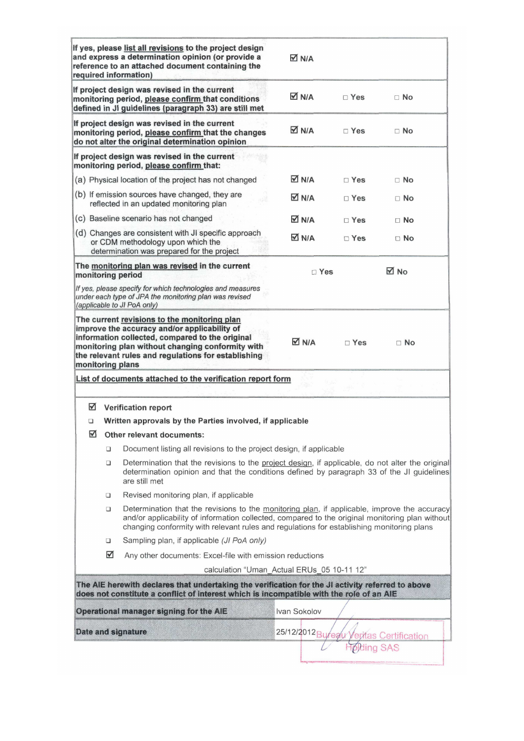| | | | |
|---|---|---|---|
| **If yes, please list all revisions to the project design and express a determination opinion (or provide a reference to an attached document containing the required information)** | ☑ N/A | | |
| **If project design was revised in the current monitoring period, please confirm that conditions defined in JI guidelines (paragraph 33) are still met** | ☑ N/A | □ Yes | □ No |
| **If project design was revised in the current monitoring period, please confirm that the changes do not alter the original determination opinion** | ☑ N/A | □ Yes | □ No |
| **If project design was revised in the current monitoring period, please confirm that:** | | | |
| (a) Physical location of the project has not changed | ☑ N/A | □ Yes | □ No |
| (b) If emission sources have changed, they are reflected in an updated monitoring plan | ☑ N/A | □ Yes | □ No |
| (c) Baseline scenario has not changed | ☑ N/A | □ Yes | □ No |
| (d) Changes are consistent with JI specific approach or CDM methodology upon which the determination was prepared for the project | ☑ N/A | □ Yes | □ No |
| **The monitoring plan was revised in the current monitoring period** *If yes, please specify for which technologies and measures under each type of JPA the monitoring plan was revised (applicable to JI PoA only)* | □ Yes | | ☑ No |
| **The current revisions to the monitoring plan improve the accuracy and/or applicability of information collected, compared to the original monitoring plan without changing conformity with the relevant rules and regulations for establishing monitoring plans** | ☑ N/A | □ Yes | □ No |

**List of documents attached to the verification report form**

☑ **Verification report**

□ **Written approvals by the Parties involved, if applicable**

☑ **Other relevant documents:**

- □ Document listing all revisions to the project design, if applicable
- □ Determination that the revisions to the project design, if applicable, do not alter the original determination opinion and that the conditions defined by paragraph 33 of the JI guidelines are still met
- □ Revised monitoring plan, if applicable
- □ Determination that the revisions to the monitoring plan, if applicable, improve the accuracy and/or applicability of information collected, compared to the original monitoring plan without changing conformity with relevant rules and regulations for establishing monitoring plans
- □ Sampling plan, if applicable *(JI PoA only)*
- ☑ Any other documents: Excel-file with emission reductions calculation "Uman_Actual ERUs_05 10-11 12"

**The AIE herewith declares that undertaking the verification for the JI activity referred to above does not constitute a conflict of interest which is incompatible with the role of an AIE**

| | |
|---|---|
| **Operational manager signing for the AIE** | Ivan Sokolov |
| **Date and signature** | 25/12/2012 Bureau Veritas Certification Holding SAS |